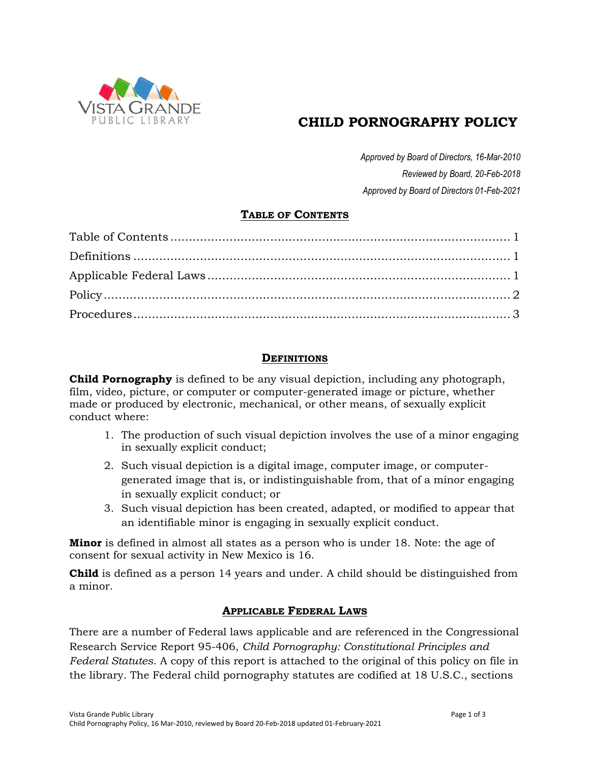VISTA GRANDE PUBLIC LIBRARY

# CHILD PORNOGRAPHY POLICY

*Approved by Board of Directors, 16-Mar-2010*

*Reviewed by Board, 20-Feb-2018*

*Approved by Board of Directors 01-Feb-2021*

## TABLE OF CONTENTS

| | |
|---|---|
| Table of Contents | 1 |
| Definitions | 1 |
| Applicable Federal Laws | 1 |
| Policy | 2 |
| Procedures | 3 |

## DEFINITIONS

**Child Pornography** is defined to be any visual depiction, including any photograph, film, video, picture, or computer or computer-generated image or picture, whether made or produced by electronic, mechanical, or other means, of sexually explicit conduct where:

1. The production of such visual depiction involves the use of a minor engaging in sexually explicit conduct;
2. Such visual depiction is a digital image, computer image, or computer-generated image that is, or indistinguishable from, that of a minor engaging in sexually explicit conduct; or
3. Such visual depiction has been created, adapted, or modified to appear that an identifiable minor is engaging in sexually explicit conduct.

**Minor** is defined in almost all states as a person who is under 18. Note: the age of consent for sexual activity in New Mexico is 16.

**Child** is defined as a person 14 years and under. A child should be distinguished from a minor.

## APPLICABLE FEDERAL LAWS

There are a number of Federal laws applicable and are referenced in the Congressional Research Service Report 95-406, *Child Pornography: Constitutional Principles and Federal Statutes*. A copy of this report is attached to the original of this policy on file in the library. The Federal child pornography statutes are codified at 18 U.S.C., sections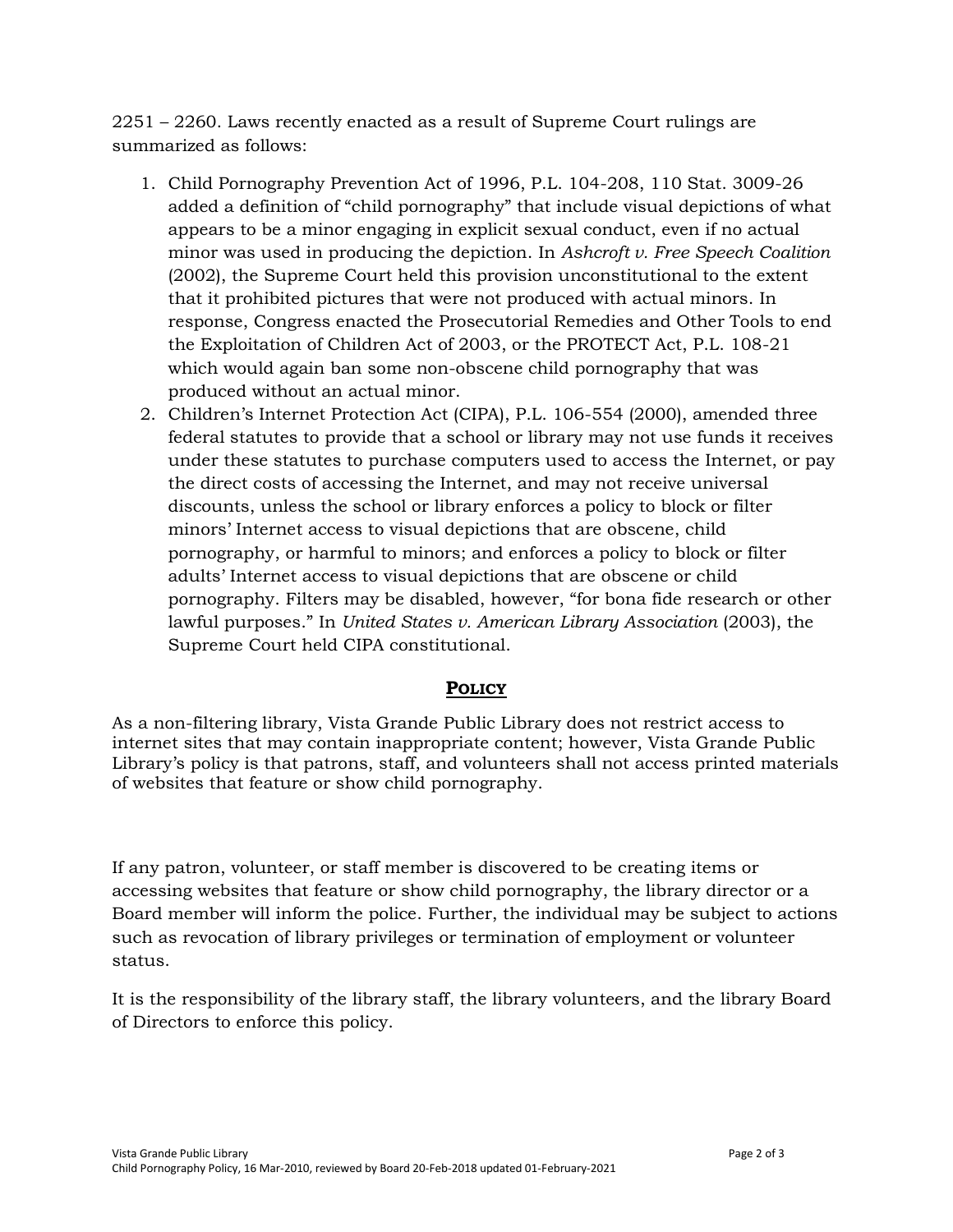2251 – 2260. Laws recently enacted as a result of Supreme Court rulings are summarized as follows:

1. Child Pornography Prevention Act of 1996, P.L. 104-208, 110 Stat. 3009-26 added a definition of "child pornography" that include visual depictions of what appears to be a minor engaging in explicit sexual conduct, even if no actual minor was used in producing the depiction. In *Ashcroft v. Free Speech Coalition* (2002), the Supreme Court held this provision unconstitutional to the extent that it prohibited pictures that were not produced with actual minors. In response, Congress enacted the Prosecutorial Remedies and Other Tools to end the Exploitation of Children Act of 2003, or the PROTECT Act, P.L. 108-21 which would again ban some non-obscene child pornography that was produced without an actual minor.
2. Children's Internet Protection Act (CIPA), P.L. 106-554 (2000), amended three federal statutes to provide that a school or library may not use funds it receives under these statutes to purchase computers used to access the Internet, or pay the direct costs of accessing the Internet, and may not receive universal discounts, unless the school or library enforces a policy to block or filter minors' Internet access to visual depictions that are obscene, child pornography, or harmful to minors; and enforces a policy to block or filter adults' Internet access to visual depictions that are obscene or child pornography. Filters may be disabled, however, "for bona fide research or other lawful purposes." In *United States v. American Library Association* (2003), the Supreme Court held CIPA constitutional.

## **Policy**

As a non-filtering library, Vista Grande Public Library does not restrict access to internet sites that may contain inappropriate content; however, Vista Grande Public Library's policy is that patrons, staff, and volunteers shall not access printed materials of websites that feature or show child pornography.

If any patron, volunteer, or staff member is discovered to be creating items or accessing websites that feature or show child pornography, the library director or a Board member will inform the police. Further, the individual may be subject to actions such as revocation of library privileges or termination of employment or volunteer status.

It is the responsibility of the library staff, the library volunteers, and the library Board of Directors to enforce this policy.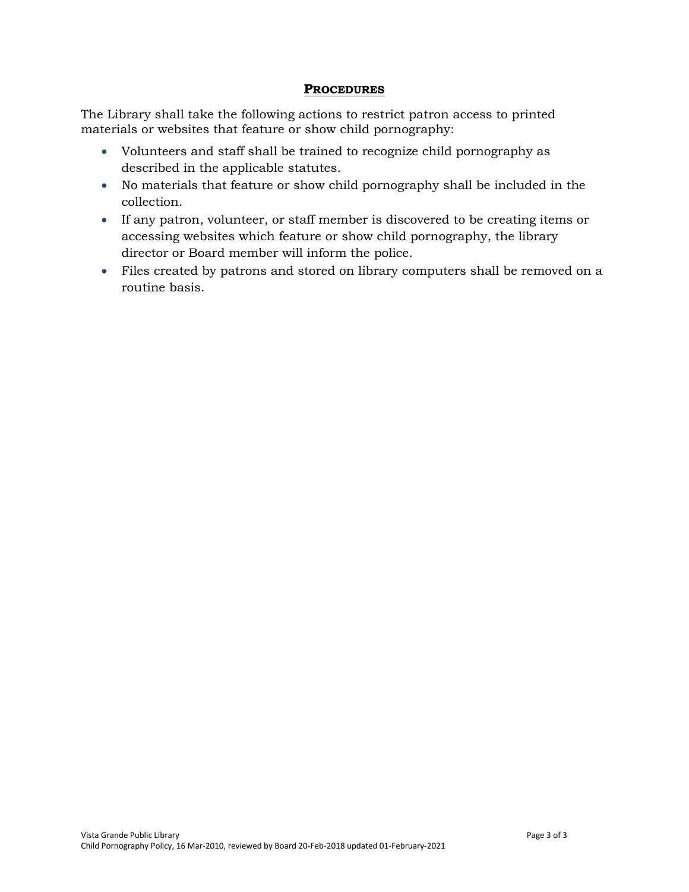## **PROCEDURES**

The Library shall take the following actions to restrict patron access to printed materials or websites that feature or show child pornography:

- Volunteers and staff shall be trained to recognize child pornography as described in the applicable statutes.
- No materials that feature or show child pornography shall be included in the collection.
- If any patron, volunteer, or staff member is discovered to be creating items or accessing websites which feature or show child pornography, the library director or Board member will inform the police.
- Files created by patrons and stored on library computers shall be removed on a routine basis.